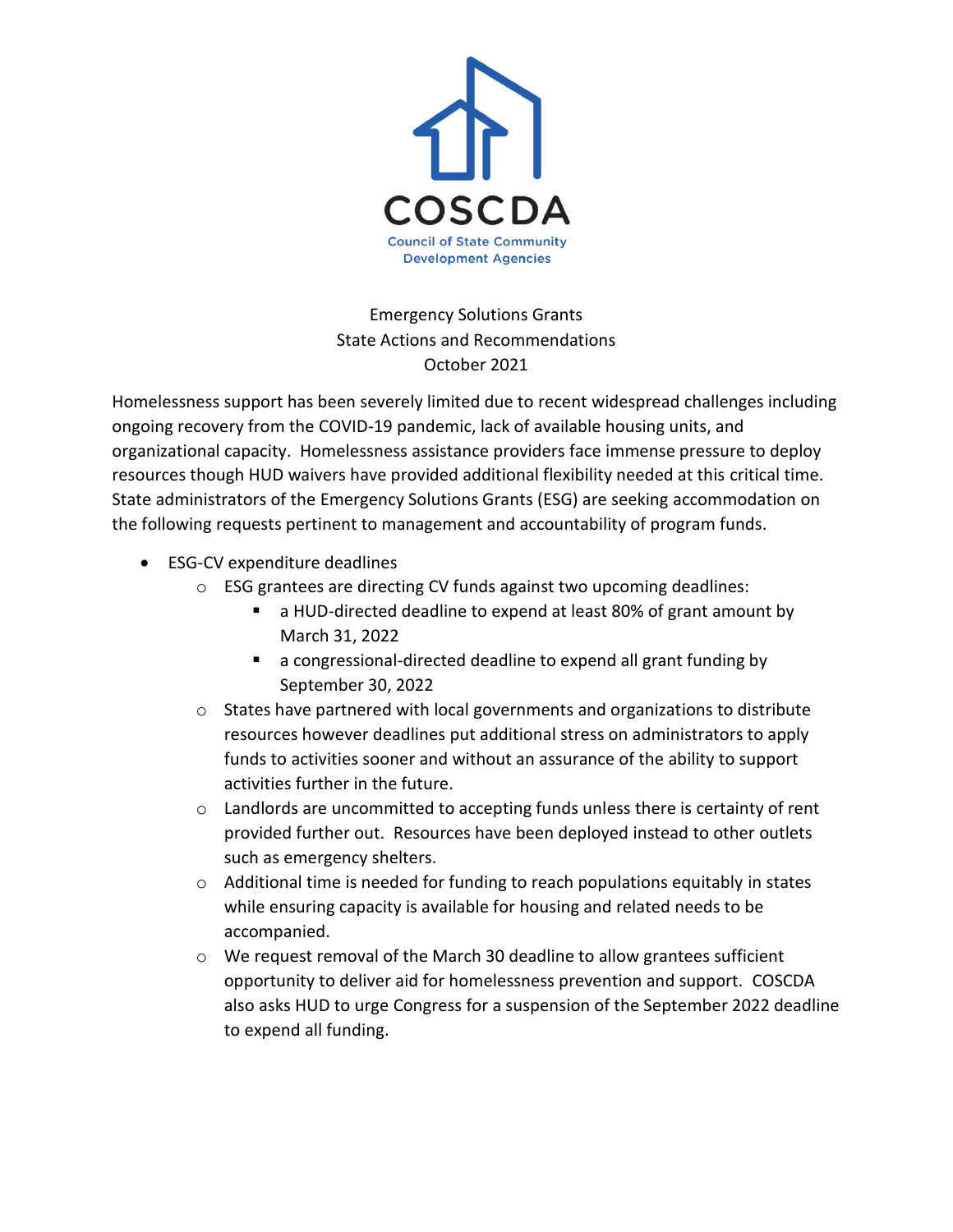COSCDA

Council of State Community Development Agencies

Emergency Solutions Grants
State Actions and Recommendations
October 2021

Homelessness support has been severely limited due to recent widespread challenges including ongoing recovery from the COVID-19 pandemic, lack of available housing units, and organizational capacity. Homelessness assistance providers face immense pressure to deploy resources though HUD waivers have provided additional flexibility needed at this critical time. State administrators of the Emergency Solutions Grants (ESG) are seeking accommodation on the following requests pertinent to management and accountability of program funds.

- ESG-CV expenditure deadlines
    - ESG grantees are directing CV funds against two upcoming deadlines:
        - a HUD-directed deadline to expend at least 80% of grant amount by March 31, 2022
        - a congressional-directed deadline to expend all grant funding by September 30, 2022
    - States have partnered with local governments and organizations to distribute resources however deadlines put additional stress on administrators to apply funds to activities sooner and without an assurance of the ability to support activities further in the future.
    - Landlords are uncommitted to accepting funds unless there is certainty of rent provided further out. Resources have been deployed instead to other outlets such as emergency shelters.
    - Additional time is needed for funding to reach populations equitably in states while ensuring capacity is available for housing and related needs to be accompanied.
    - We request removal of the March 30 deadline to allow grantees sufficient opportunity to deliver aid for homelessness prevention and support. COSCDA also asks HUD to urge Congress for a suspension of the September 2022 deadline to expend all funding.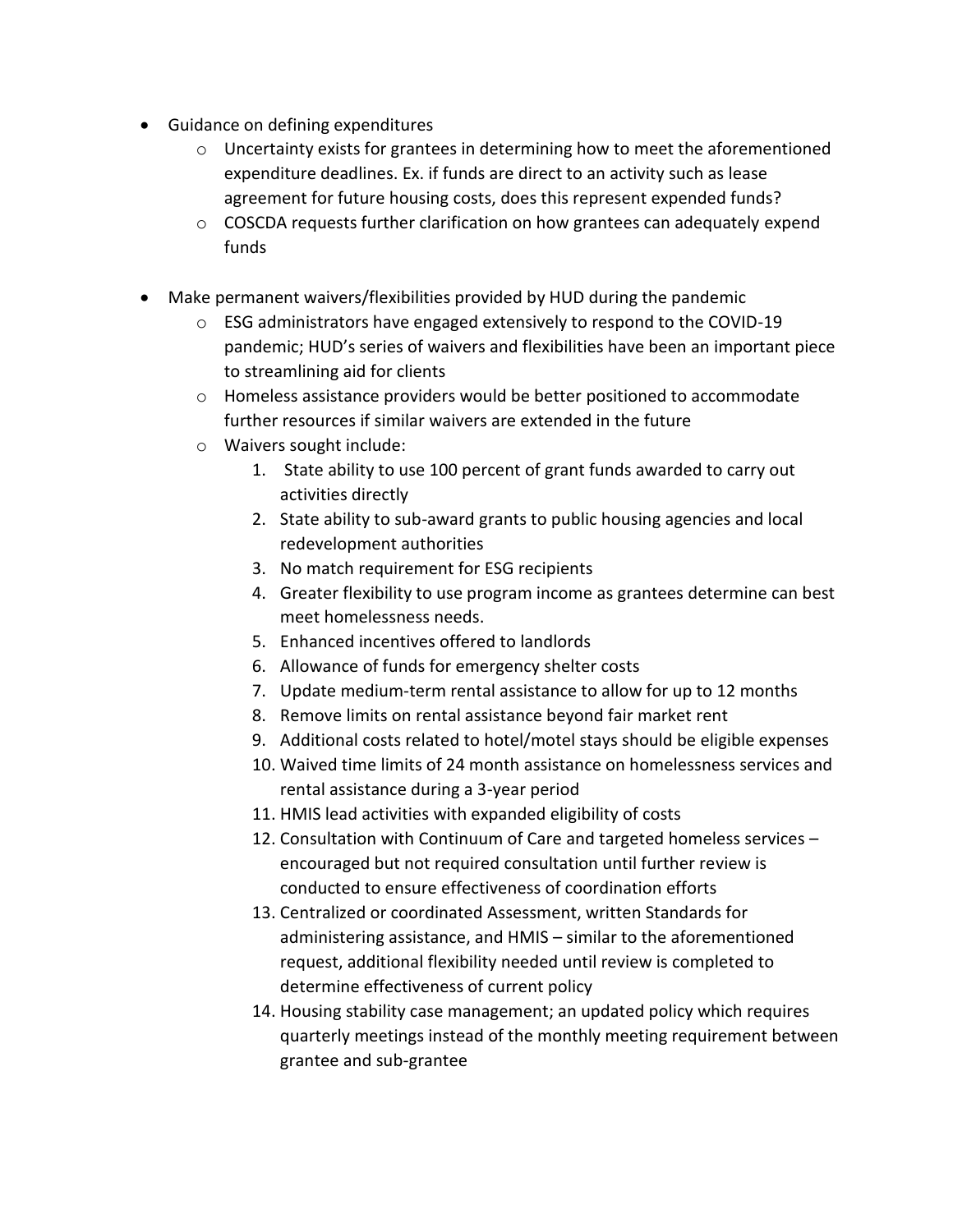- Guidance on defining expenditures
  - Uncertainty exists for grantees in determining how to meet the aforementioned expenditure deadlines. Ex. if funds are direct to an activity such as lease agreement for future housing costs, does this represent expended funds?
  - COSCDA requests further clarification on how grantees can adequately expend funds

- Make permanent waivers/flexibilities provided by HUD during the pandemic
  - ESG administrators have engaged extensively to respond to the COVID-19 pandemic; HUD's series of waivers and flexibilities have been an important piece to streamlining aid for clients
  - Homeless assistance providers would be better positioned to accommodate further resources if similar waivers are extended in the future
  - Waivers sought include:
    1. State ability to use 100 percent of grant funds awarded to carry out activities directly
    2. State ability to sub-award grants to public housing agencies and local redevelopment authorities
    3. No match requirement for ESG recipients
    4. Greater flexibility to use program income as grantees determine can best meet homelessness needs.
    5. Enhanced incentives offered to landlords
    6. Allowance of funds for emergency shelter costs
    7. Update medium-term rental assistance to allow for up to 12 months
    8. Remove limits on rental assistance beyond fair market rent
    9. Additional costs related to hotel/motel stays should be eligible expenses
    10. Waived time limits of 24 month assistance on homelessness services and rental assistance during a 3-year period
    11. HMIS lead activities with expanded eligibility of costs
    12. Consultation with Continuum of Care and targeted homeless services – encouraged but not required consultation until further review is conducted to ensure effectiveness of coordination efforts
    13. Centralized or coordinated Assessment, written Standards for administering assistance, and HMIS – similar to the aforementioned request, additional flexibility needed until review is completed to determine effectiveness of current policy
    14. Housing stability case management; an updated policy which requires quarterly meetings instead of the monthly meeting requirement between grantee and sub-grantee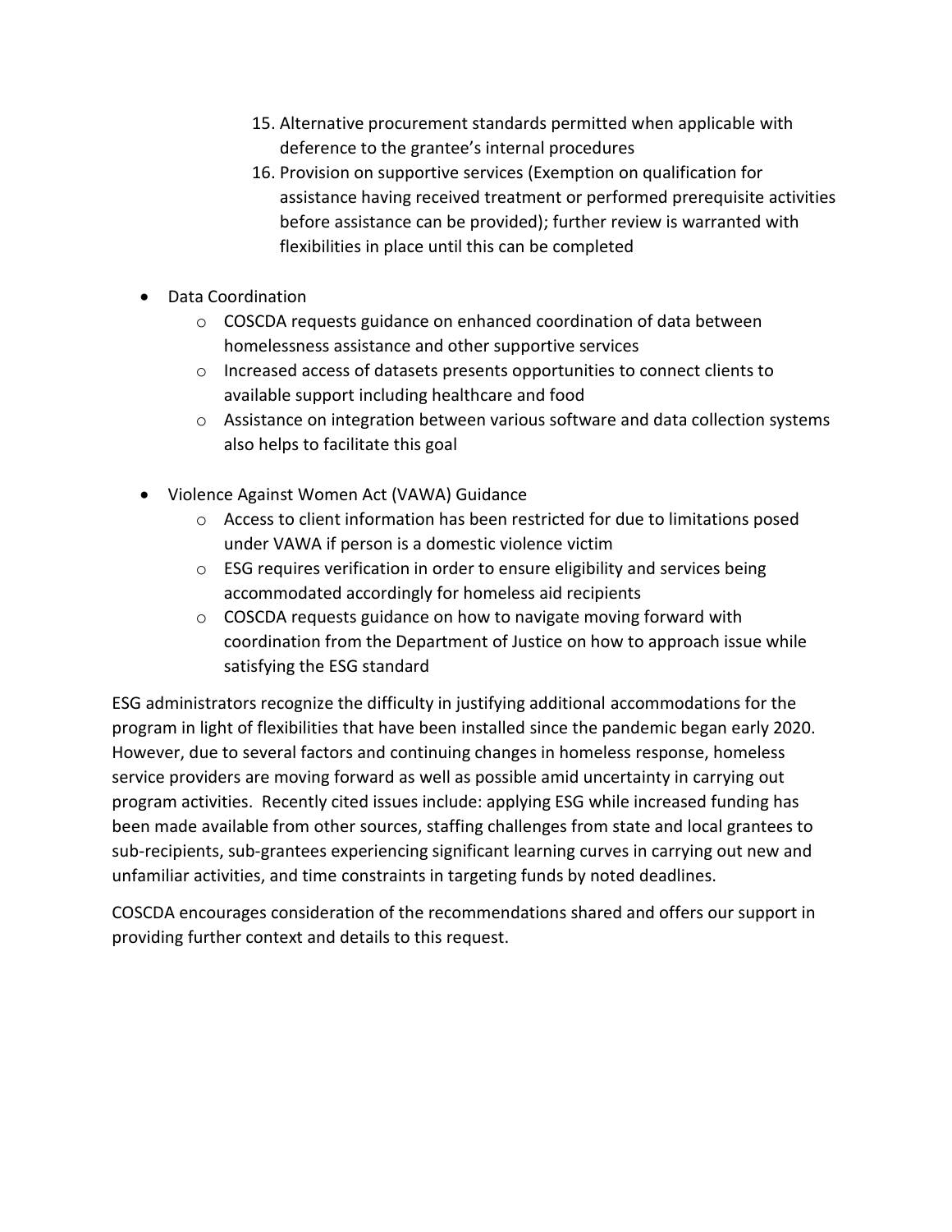15. Alternative procurement standards permitted when applicable with deference to the grantee's internal procedures
16. Provision on supportive services (Exemption on qualification for assistance having received treatment or performed prerequisite activities before assistance can be provided); further review is warranted with flexibilities in place until this can be completed

- Data Coordination
  - COSCDA requests guidance on enhanced coordination of data between homelessness assistance and other supportive services
  - Increased access of datasets presents opportunities to connect clients to available support including healthcare and food
  - Assistance on integration between various software and data collection systems also helps to facilitate this goal

- Violence Against Women Act (VAWA) Guidance
  - Access to client information has been restricted for due to limitations posed under VAWA if person is a domestic violence victim
  - ESG requires verification in order to ensure eligibility and services being accommodated accordingly for homeless aid recipients
  - COSCDA requests guidance on how to navigate moving forward with coordination from the Department of Justice on how to approach issue while satisfying the ESG standard

ESG administrators recognize the difficulty in justifying additional accommodations for the program in light of flexibilities that have been installed since the pandemic began early 2020. However, due to several factors and continuing changes in homeless response, homeless service providers are moving forward as well as possible amid uncertainty in carrying out program activities. Recently cited issues include: applying ESG while increased funding has been made available from other sources, staffing challenges from state and local grantees to sub-recipients, sub-grantees experiencing significant learning curves in carrying out new and unfamiliar activities, and time constraints in targeting funds by noted deadlines.

COSCDA encourages consideration of the recommendations shared and offers our support in providing further context and details to this request.